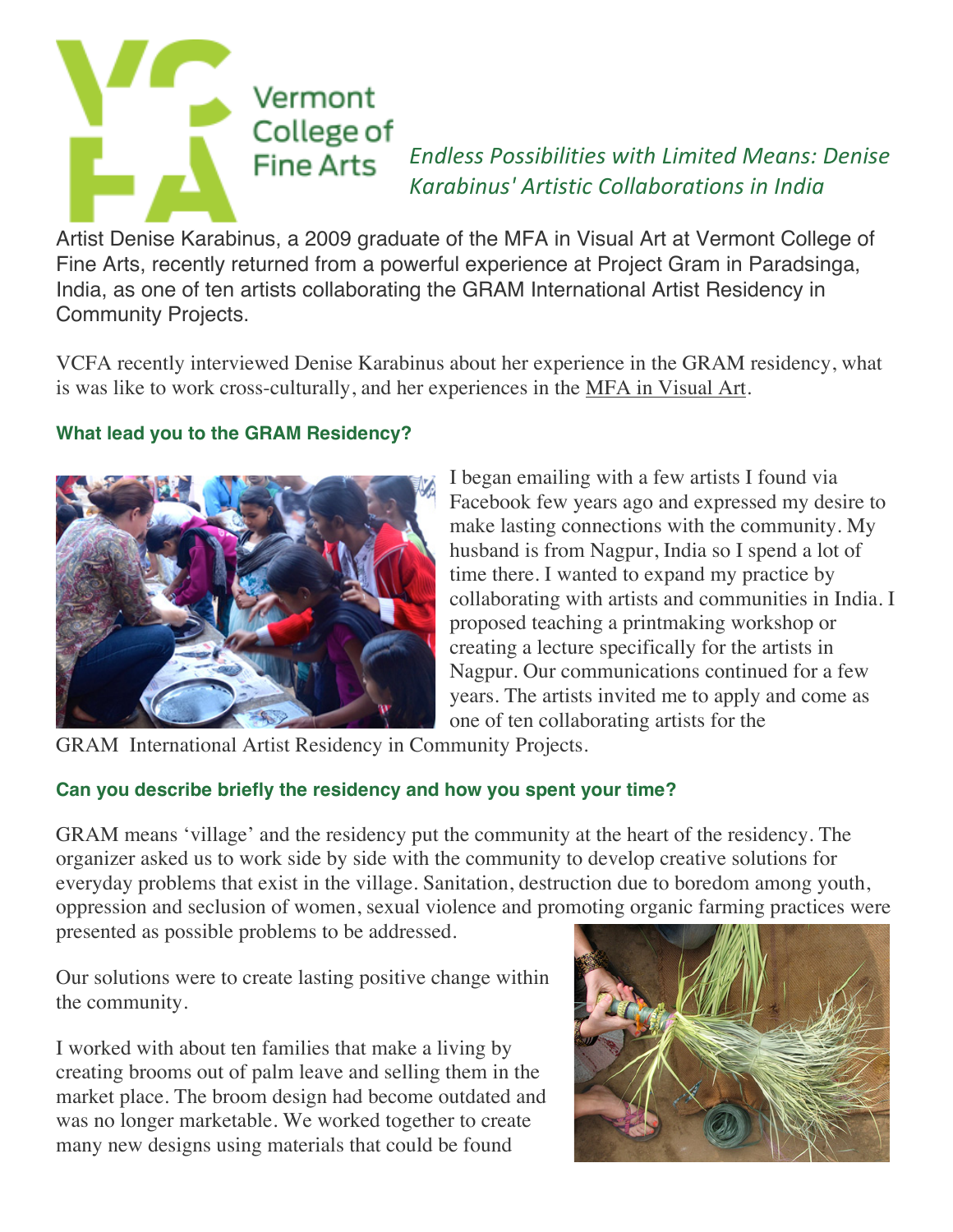Vermont College of Fine Arts

## *Endless Possibilities with Limited Means: Denise Karabinus' Artistic Collaborations in India*

Artist Denise Karabinus, a 2009 graduate of the MFA in Visual Art at Vermont College of Fine Arts, recently returned from a powerful experience at Project Gram in Paradsinga, India, as one of ten artists collaborating the GRAM International Artist Residency in Community Projects.

VCFA recently interviewed Denise Karabinus about her experience in the GRAM residency, what is was like to work cross-culturally, and her experiences in the MFA in Visual Art.

### What lead you to the GRAM Residency?

I began emailing with a few artists I found via Facebook few years ago and expressed my desire to make lasting connections with the community. My husband is from Nagpur, India so I spend a lot of time there. I wanted to expand my practice by collaborating with artists and communities in India. I proposed teaching a printmaking workshop or creating a lecture specifically for the artists in Nagpur. Our communications continued for a few years. The artists invited me to apply and come as one of ten collaborating artists for the GRAM International Artist Residency in Community Projects.

### Can you describe briefly the residency and how you spent your time?

GRAM means 'village' and the residency put the community at the heart of the residency. The organizer asked us to work side by side with the community to develop creative solutions for everyday problems that exist in the village. Sanitation, destruction due to boredom among youth, oppression and seclusion of women, sexual violence and promoting organic farming practices were presented as possible problems to be addressed.

Our solutions were to create lasting positive change within the community.

I worked with about ten families that make a living by creating brooms out of palm leave and selling them in the market place. The broom design had become outdated and was no longer marketable. We worked together to create many new designs using materials that could be found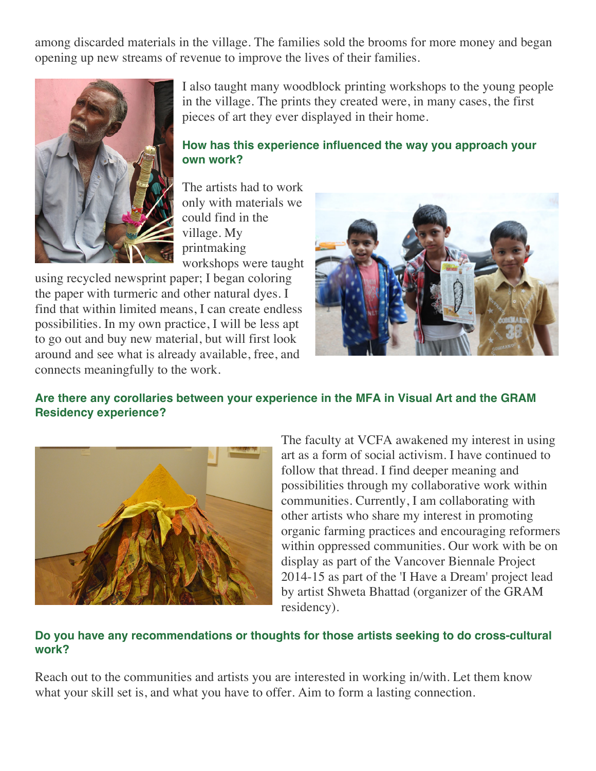among discarded materials in the village. The families sold the brooms for more money and began opening up new streams of revenue to improve the lives of their families.

I also taught many woodblock printing workshops to the young people in the village. The prints they created were, in many cases, the first pieces of art they ever displayed in their home.

**How has this experience influenced the way you approach your own work?**

The artists had to work only with materials we could find in the village. My printmaking workshops were taught using recycled newsprint paper; I began coloring the paper with turmeric and other natural dyes. I find that within limited means, I can create endless possibilities. In my own practice, I will be less apt to go out and buy new material, but will first look around and see what is already available, free, and connects meaningfully to the work.

**Are there any corollaries between your experience in the MFA in Visual Art and the GRAM Residency experience?**

The faculty at VCFA awakened my interest in using art as a form of social activism. I have continued to follow that thread. I find deeper meaning and possibilities through my collaborative work within communities. Currently, I am collaborating with other artists who share my interest in promoting organic farming practices and encouraging reformers within oppressed communities. Our work with be on display as part of the Vancover Biennale Project 2014-15 as part of the 'I Have a Dream' project lead by artist Shweta Bhattad (organizer of the GRAM residency).

**Do you have any recommendations or thoughts for those artists seeking to do cross-cultural work?**

Reach out to the communities and artists you are interested in working in/with. Let them know what your skill set is, and what you have to offer. Aim to form a lasting connection.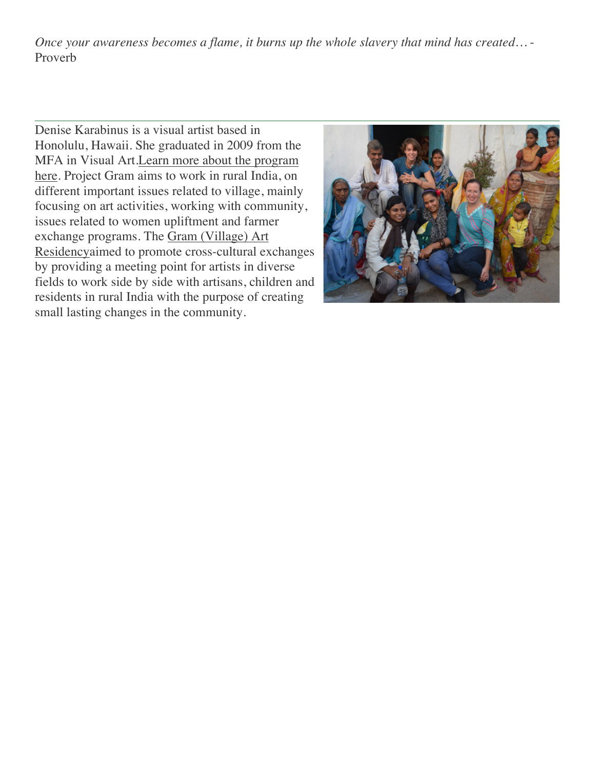*Once your awareness becomes a flame, it burns up the whole slavery that mind has created…* - Proverb

---

Denise Karabinus is a visual artist based in Honolulu, Hawaii. She graduated in 2009 from the MFA in Visual Art.Learn more about the program here. Project Gram aims to work in rural India, on different important issues related to village, mainly focusing on art activities, working with community, issues related to women upliftment and farmer exchange programs. The Gram (Village) Art Residencyaimed to promote cross-cultural exchanges by providing a meeting point for artists in diverse fields to work side by side with artisans, children and residents in rural India with the purpose of creating small lasting changes in the community.